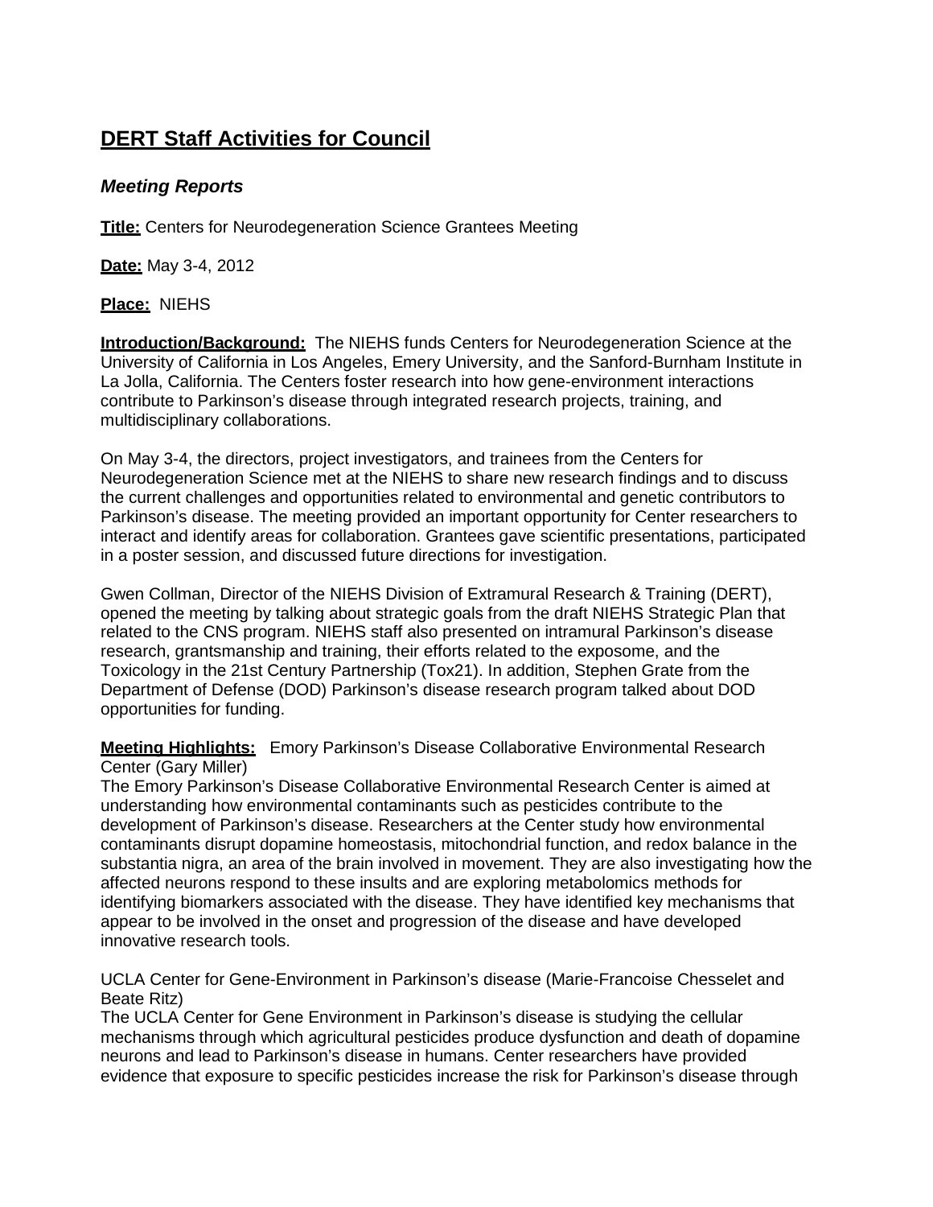# DERT Staff Activities for Council

## *Meeting Reports*

**Title:** Centers for Neurodegeneration Science Grantees Meeting

**Date:** May 3-4, 2012

**Place:** NIEHS

**Introduction/Background:** The NIEHS funds Centers for Neurodegeneration Science at the University of California in Los Angeles, Emery University, and the Sanford-Burnham Institute in La Jolla, California. The Centers foster research into how gene-environment interactions contribute to Parkinson's disease through integrated research projects, training, and multidisciplinary collaborations.

On May 3-4, the directors, project investigators, and trainees from the Centers for Neurodegeneration Science met at the NIEHS to share new research findings and to discuss the current challenges and opportunities related to environmental and genetic contributors to Parkinson's disease. The meeting provided an important opportunity for Center researchers to interact and identify areas for collaboration. Grantees gave scientific presentations, participated in a poster session, and discussed future directions for investigation.

Gwen Collman, Director of the NIEHS Division of Extramural Research & Training (DERT), opened the meeting by talking about strategic goals from the draft NIEHS Strategic Plan that related to the CNS program. NIEHS staff also presented on intramural Parkinson's disease research, grantsmanship and training, their efforts related to the exposome, and the Toxicology in the 21st Century Partnership (Tox21). In addition, Stephen Grate from the Department of Defense (DOD) Parkinson's disease research program talked about DOD opportunities for funding.

**Meeting Highlights:** Emory Parkinson's Disease Collaborative Environmental Research Center (Gary Miller)

The Emory Parkinson's Disease Collaborative Environmental Research Center is aimed at understanding how environmental contaminants such as pesticides contribute to the development of Parkinson's disease. Researchers at the Center study how environmental contaminants disrupt dopamine homeostasis, mitochondrial function, and redox balance in the substantia nigra, an area of the brain involved in movement. They are also investigating how the affected neurons respond to these insults and are exploring metabolomics methods for identifying biomarkers associated with the disease. They have identified key mechanisms that appear to be involved in the onset and progression of the disease and have developed innovative research tools.

UCLA Center for Gene-Environment in Parkinson's disease (Marie-Francoise Chesselet and Beate Ritz)

The UCLA Center for Gene Environment in Parkinson's disease is studying the cellular mechanisms through which agricultural pesticides produce dysfunction and death of dopamine neurons and lead to Parkinson's disease in humans. Center researchers have provided evidence that exposure to specific pesticides increase the risk for Parkinson's disease through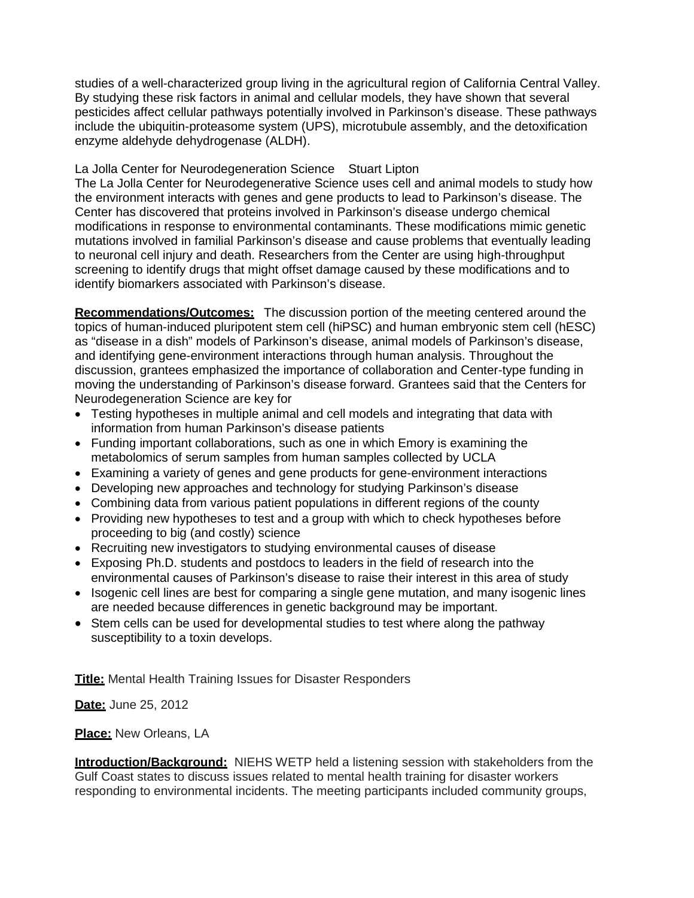studies of a well-characterized group living in the agricultural region of California Central Valley. By studying these risk factors in animal and cellular models, they have shown that several pesticides affect cellular pathways potentially involved in Parkinson's disease. These pathways include the ubiquitin-proteasome system (UPS), microtubule assembly, and the detoxification enzyme aldehyde dehydrogenase (ALDH).

La Jolla Center for Neurodegeneration Science    Stuart Lipton
The La Jolla Center for Neurodegenerative Science uses cell and animal models to study how the environment interacts with genes and gene products to lead to Parkinson's disease. The Center has discovered that proteins involved in Parkinson's disease undergo chemical modifications in response to environmental contaminants. These modifications mimic genetic mutations involved in familial Parkinson's disease and cause problems that eventually leading to neuronal cell injury and death. Researchers from the Center are using high-throughput screening to identify drugs that might offset damage caused by these modifications and to identify biomarkers associated with Parkinson's disease.

**Recommendations/Outcomes:** The discussion portion of the meeting centered around the topics of human-induced pluripotent stem cell (hiPSC) and human embryonic stem cell (hESC) as "disease in a dish" models of Parkinson's disease, animal models of Parkinson's disease, and identifying gene-environment interactions through human analysis. Throughout the discussion, grantees emphasized the importance of collaboration and Center-type funding in moving the understanding of Parkinson's disease forward. Grantees said that the Centers for Neurodegeneration Science are key for

- Testing hypotheses in multiple animal and cell models and integrating that data with information from human Parkinson's disease patients
- Funding important collaborations, such as one in which Emory is examining the metabolomics of serum samples from human samples collected by UCLA
- Examining a variety of genes and gene products for gene-environment interactions
- Developing new approaches and technology for studying Parkinson's disease
- Combining data from various patient populations in different regions of the county
- Providing new hypotheses to test and a group with which to check hypotheses before proceeding to big (and costly) science
- Recruiting new investigators to studying environmental causes of disease
- Exposing Ph.D. students and postdocs to leaders in the field of research into the environmental causes of Parkinson's disease to raise their interest in this area of study
- Isogenic cell lines are best for comparing a single gene mutation, and many isogenic lines are needed because differences in genetic background may be important.
- Stem cells can be used for developmental studies to test where along the pathway susceptibility to a toxin develops.

**Title:** Mental Health Training Issues for Disaster Responders

**Date:** June 25, 2012

**Place:** New Orleans, LA

**Introduction/Background:** NIEHS WETP held a listening session with stakeholders from the Gulf Coast states to discuss issues related to mental health training for disaster workers responding to environmental incidents. The meeting participants included community groups,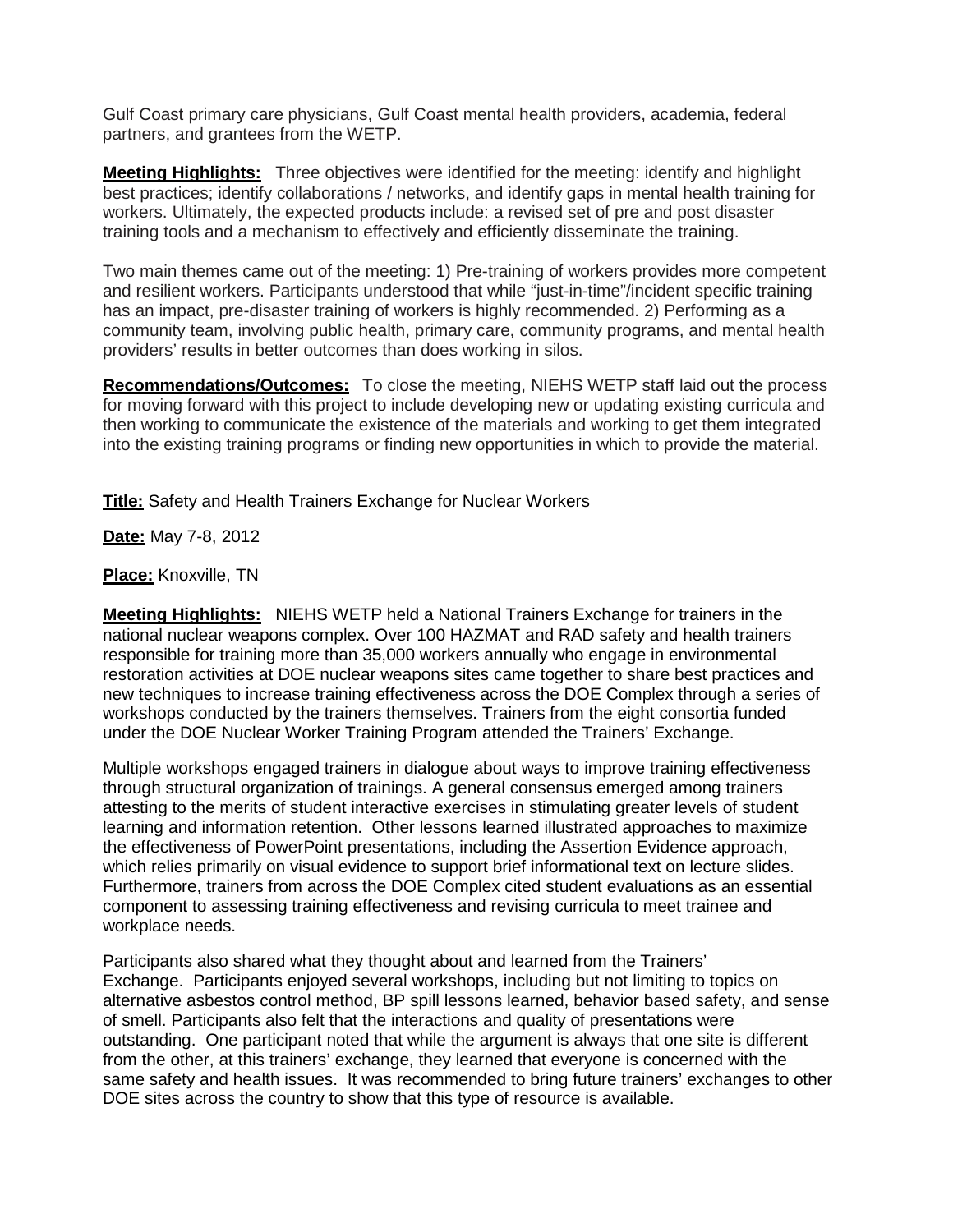Gulf Coast primary care physicians, Gulf Coast mental health providers, academia, federal partners, and grantees from the WETP.

**Meeting Highlights:** Three objectives were identified for the meeting: identify and highlight best practices; identify collaborations / networks, and identify gaps in mental health training for workers. Ultimately, the expected products include: a revised set of pre and post disaster training tools and a mechanism to effectively and efficiently disseminate the training.

Two main themes came out of the meeting: 1) Pre-training of workers provides more competent and resilient workers. Participants understood that while "just-in-time"/incident specific training has an impact, pre-disaster training of workers is highly recommended. 2) Performing as a community team, involving public health, primary care, community programs, and mental health providers' results in better outcomes than does working in silos.

**Recommendations/Outcomes:** To close the meeting, NIEHS WETP staff laid out the process for moving forward with this project to include developing new or updating existing curricula and then working to communicate the existence of the materials and working to get them integrated into the existing training programs or finding new opportunities in which to provide the material.

**Title:** Safety and Health Trainers Exchange for Nuclear Workers

**Date:** May 7-8, 2012

**Place:** Knoxville, TN

**Meeting Highlights:** NIEHS WETP held a National Trainers Exchange for trainers in the national nuclear weapons complex. Over 100 HAZMAT and RAD safety and health trainers responsible for training more than 35,000 workers annually who engage in environmental restoration activities at DOE nuclear weapons sites came together to share best practices and new techniques to increase training effectiveness across the DOE Complex through a series of workshops conducted by the trainers themselves. Trainers from the eight consortia funded under the DOE Nuclear Worker Training Program attended the Trainers' Exchange.

Multiple workshops engaged trainers in dialogue about ways to improve training effectiveness through structural organization of trainings. A general consensus emerged among trainers attesting to the merits of student interactive exercises in stimulating greater levels of student learning and information retention. Other lessons learned illustrated approaches to maximize the effectiveness of PowerPoint presentations, including the Assertion Evidence approach, which relies primarily on visual evidence to support brief informational text on lecture slides. Furthermore, trainers from across the DOE Complex cited student evaluations as an essential component to assessing training effectiveness and revising curricula to meet trainee and workplace needs.

Participants also shared what they thought about and learned from the Trainers' Exchange. Participants enjoyed several workshops, including but not limiting to topics on alternative asbestos control method, BP spill lessons learned, behavior based safety, and sense of smell. Participants also felt that the interactions and quality of presentations were outstanding. One participant noted that while the argument is always that one site is different from the other, at this trainers' exchange, they learned that everyone is concerned with the same safety and health issues. It was recommended to bring future trainers' exchanges to other DOE sites across the country to show that this type of resource is available.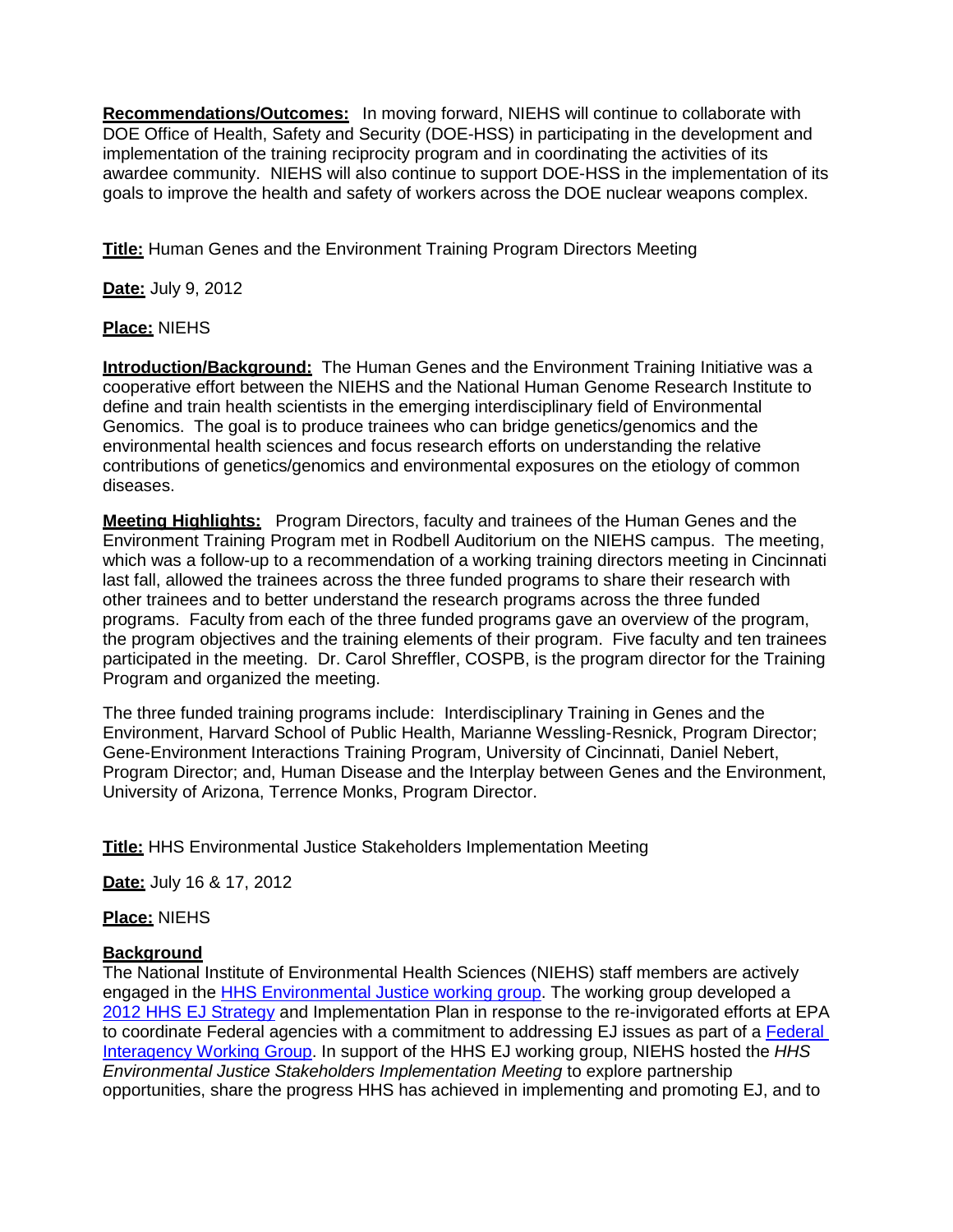**Recommendations/Outcomes:** In moving forward, NIEHS will continue to collaborate with DOE Office of Health, Safety and Security (DOE-HSS) in participating in the development and implementation of the training reciprocity program and in coordinating the activities of its awardee community. NIEHS will also continue to support DOE-HSS in the implementation of its goals to improve the health and safety of workers across the DOE nuclear weapons complex.

**Title:** Human Genes and the Environment Training Program Directors Meeting

**Date:** July 9, 2012

**Place:** NIEHS

**Introduction/Background:** The Human Genes and the Environment Training Initiative was a cooperative effort between the NIEHS and the National Human Genome Research Institute to define and train health scientists in the emerging interdisciplinary field of Environmental Genomics. The goal is to produce trainees who can bridge genetics/genomics and the environmental health sciences and focus research efforts on understanding the relative contributions of genetics/genomics and environmental exposures on the etiology of common diseases.

**Meeting Highlights:** Program Directors, faculty and trainees of the Human Genes and the Environment Training Program met in Rodbell Auditorium on the NIEHS campus. The meeting, which was a follow-up to a recommendation of a working training directors meeting in Cincinnati last fall, allowed the trainees across the three funded programs to share their research with other trainees and to better understand the research programs across the three funded programs. Faculty from each of the three funded programs gave an overview of the program, the program objectives and the training elements of their program. Five faculty and ten trainees participated in the meeting. Dr. Carol Shreffler, COSPB, is the program director for the Training Program and organized the meeting.

The three funded training programs include: Interdisciplinary Training in Genes and the Environment, Harvard School of Public Health, Marianne Wessling-Resnick, Program Director; Gene-Environment Interactions Training Program, University of Cincinnati, Daniel Nebert, Program Director; and, Human Disease and the Interplay between Genes and the Environment, University of Arizona, Terrence Monks, Program Director.

**Title:** HHS Environmental Justice Stakeholders Implementation Meeting

**Date:** July 16 & 17, 2012

**Place:** NIEHS

**Background**

The National Institute of Environmental Health Sciences (NIEHS) staff members are actively engaged in the HHS Environmental Justice working group. The working group developed a 2012 HHS EJ Strategy and Implementation Plan in response to the re-invigorated efforts at EPA to coordinate Federal agencies with a commitment to addressing EJ issues as part of a Federal Interagency Working Group. In support of the HHS EJ working group, NIEHS hosted the *HHS Environmental Justice Stakeholders Implementation Meeting* to explore partnership opportunities, share the progress HHS has achieved in implementing and promoting EJ, and to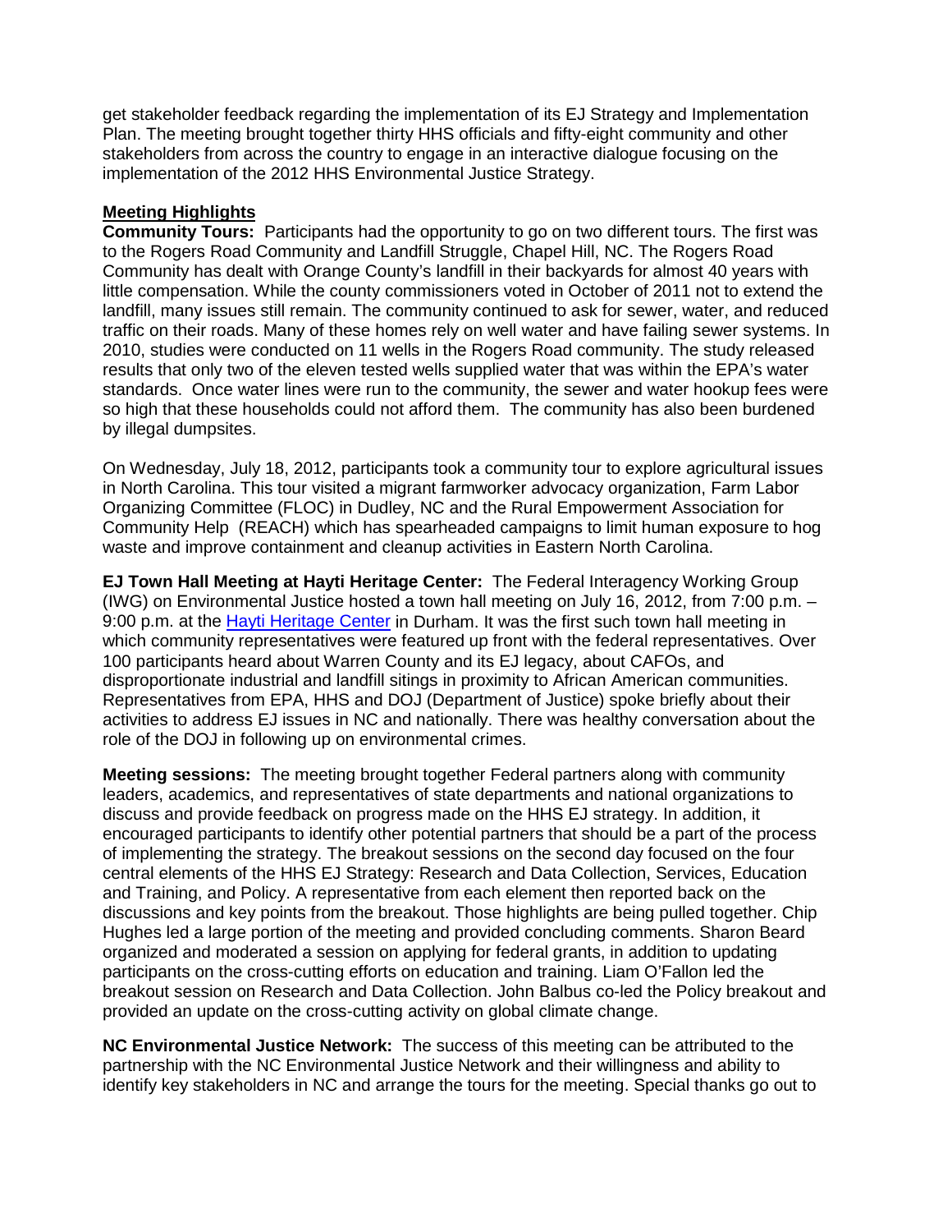get stakeholder feedback regarding the implementation of its EJ Strategy and Implementation Plan. The meeting brought together thirty HHS officials and fifty-eight community and other stakeholders from across the country to engage in an interactive dialogue focusing on the implementation of the 2012 HHS Environmental Justice Strategy.

**Meeting Highlights**

**Community Tours:** Participants had the opportunity to go on two different tours. The first was to the Rogers Road Community and Landfill Struggle, Chapel Hill, NC. The Rogers Road Community has dealt with Orange County's landfill in their backyards for almost 40 years with little compensation. While the county commissioners voted in October of 2011 not to extend the landfill, many issues still remain. The community continued to ask for sewer, water, and reduced traffic on their roads. Many of these homes rely on well water and have failing sewer systems. In 2010, studies were conducted on 11 wells in the Rogers Road community. The study released results that only two of the eleven tested wells supplied water that was within the EPA's water standards. Once water lines were run to the community, the sewer and water hookup fees were so high that these households could not afford them. The community has also been burdened by illegal dumpsites.

On Wednesday, July 18, 2012, participants took a community tour to explore agricultural issues in North Carolina. This tour visited a migrant farmworker advocacy organization, Farm Labor Organizing Committee (FLOC) in Dudley, NC and the Rural Empowerment Association for Community Help (REACH) which has spearheaded campaigns to limit human exposure to hog waste and improve containment and cleanup activities in Eastern North Carolina.

**EJ Town Hall Meeting at Hayti Heritage Center:** The Federal Interagency Working Group (IWG) on Environmental Justice hosted a town hall meeting on July 16, 2012, from 7:00 p.m. – 9:00 p.m. at the [Hayti Heritage Center]() in Durham. It was the first such town hall meeting in which community representatives were featured up front with the federal representatives. Over 100 participants heard about Warren County and its EJ legacy, about CAFOs, and disproportionate industrial and landfill sitings in proximity to African American communities. Representatives from EPA, HHS and DOJ (Department of Justice) spoke briefly about their activities to address EJ issues in NC and nationally. There was healthy conversation about the role of the DOJ in following up on environmental crimes.

**Meeting sessions:** The meeting brought together Federal partners along with community leaders, academics, and representatives of state departments and national organizations to discuss and provide feedback on progress made on the HHS EJ strategy. In addition, it encouraged participants to identify other potential partners that should be a part of the process of implementing the strategy. The breakout sessions on the second day focused on the four central elements of the HHS EJ Strategy: Research and Data Collection, Services, Education and Training, and Policy. A representative from each element then reported back on the discussions and key points from the breakout. Those highlights are being pulled together. Chip Hughes led a large portion of the meeting and provided concluding comments. Sharon Beard organized and moderated a session on applying for federal grants, in addition to updating participants on the cross-cutting efforts on education and training. Liam O'Fallon led the breakout session on Research and Data Collection. John Balbus co-led the Policy breakout and provided an update on the cross-cutting activity on global climate change.

**NC Environmental Justice Network:** The success of this meeting can be attributed to the partnership with the NC Environmental Justice Network and their willingness and ability to identify key stakeholders in NC and arrange the tours for the meeting. Special thanks go out to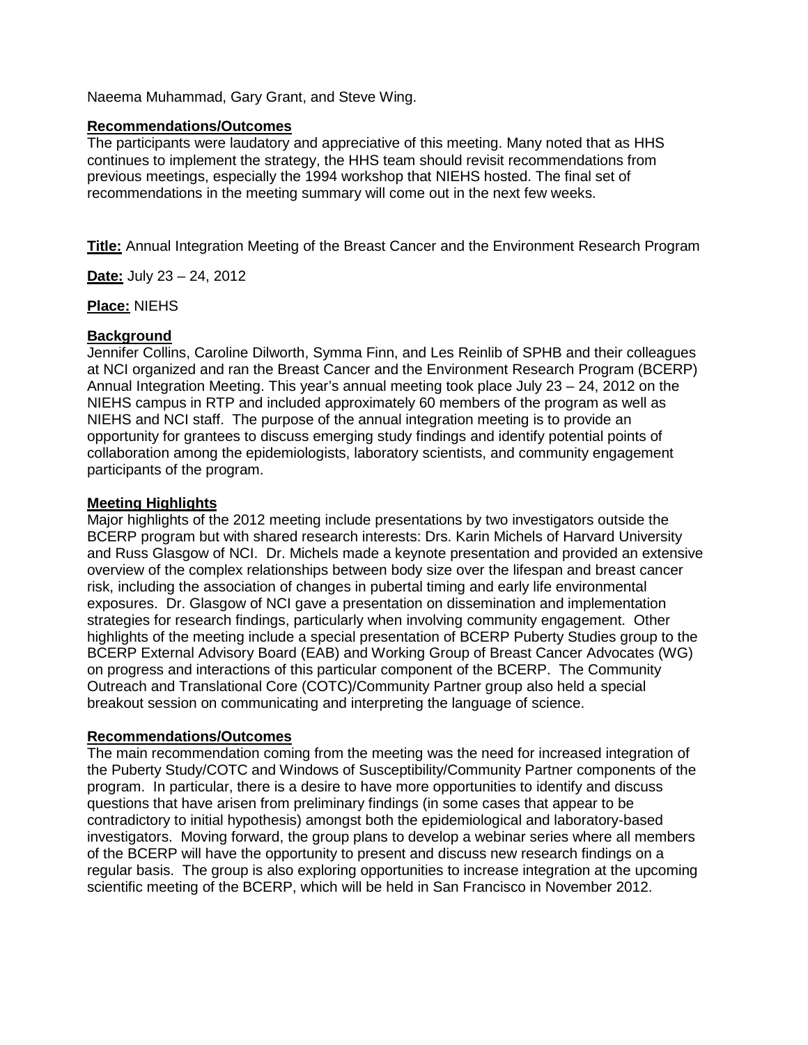Naeema Muhammad, Gary Grant, and Steve Wing.

**Recommendations/Outcomes**

The participants were laudatory and appreciative of this meeting. Many noted that as HHS continues to implement the strategy, the HHS team should revisit recommendations from previous meetings, especially the 1994 workshop that NIEHS hosted. The final set of recommendations in the meeting summary will come out in the next few weeks.

**Title:** Annual Integration Meeting of the Breast Cancer and the Environment Research Program

**Date:** July 23 – 24, 2012

**Place:** NIEHS

**Background**

Jennifer Collins, Caroline Dilworth, Symma Finn, and Les Reinlib of SPHB and their colleagues at NCI organized and ran the Breast Cancer and the Environment Research Program (BCERP) Annual Integration Meeting. This year's annual meeting took place July 23 – 24, 2012 on the NIEHS campus in RTP and included approximately 60 members of the program as well as NIEHS and NCI staff. The purpose of the annual integration meeting is to provide an opportunity for grantees to discuss emerging study findings and identify potential points of collaboration among the epidemiologists, laboratory scientists, and community engagement participants of the program.

**Meeting Highlights**

Major highlights of the 2012 meeting include presentations by two investigators outside the BCERP program but with shared research interests: Drs. Karin Michels of Harvard University and Russ Glasgow of NCI. Dr. Michels made a keynote presentation and provided an extensive overview of the complex relationships between body size over the lifespan and breast cancer risk, including the association of changes in pubertal timing and early life environmental exposures. Dr. Glasgow of NCI gave a presentation on dissemination and implementation strategies for research findings, particularly when involving community engagement. Other highlights of the meeting include a special presentation of BCERP Puberty Studies group to the BCERP External Advisory Board (EAB) and Working Group of Breast Cancer Advocates (WG) on progress and interactions of this particular component of the BCERP. The Community Outreach and Translational Core (COTC)/Community Partner group also held a special breakout session on communicating and interpreting the language of science.

**Recommendations/Outcomes**

The main recommendation coming from the meeting was the need for increased integration of the Puberty Study/COTC and Windows of Susceptibility/Community Partner components of the program. In particular, there is a desire to have more opportunities to identify and discuss questions that have arisen from preliminary findings (in some cases that appear to be contradictory to initial hypothesis) amongst both the epidemiological and laboratory-based investigators. Moving forward, the group plans to develop a webinar series where all members of the BCERP will have the opportunity to present and discuss new research findings on a regular basis. The group is also exploring opportunities to increase integration at the upcoming scientific meeting of the BCERP, which will be held in San Francisco in November 2012.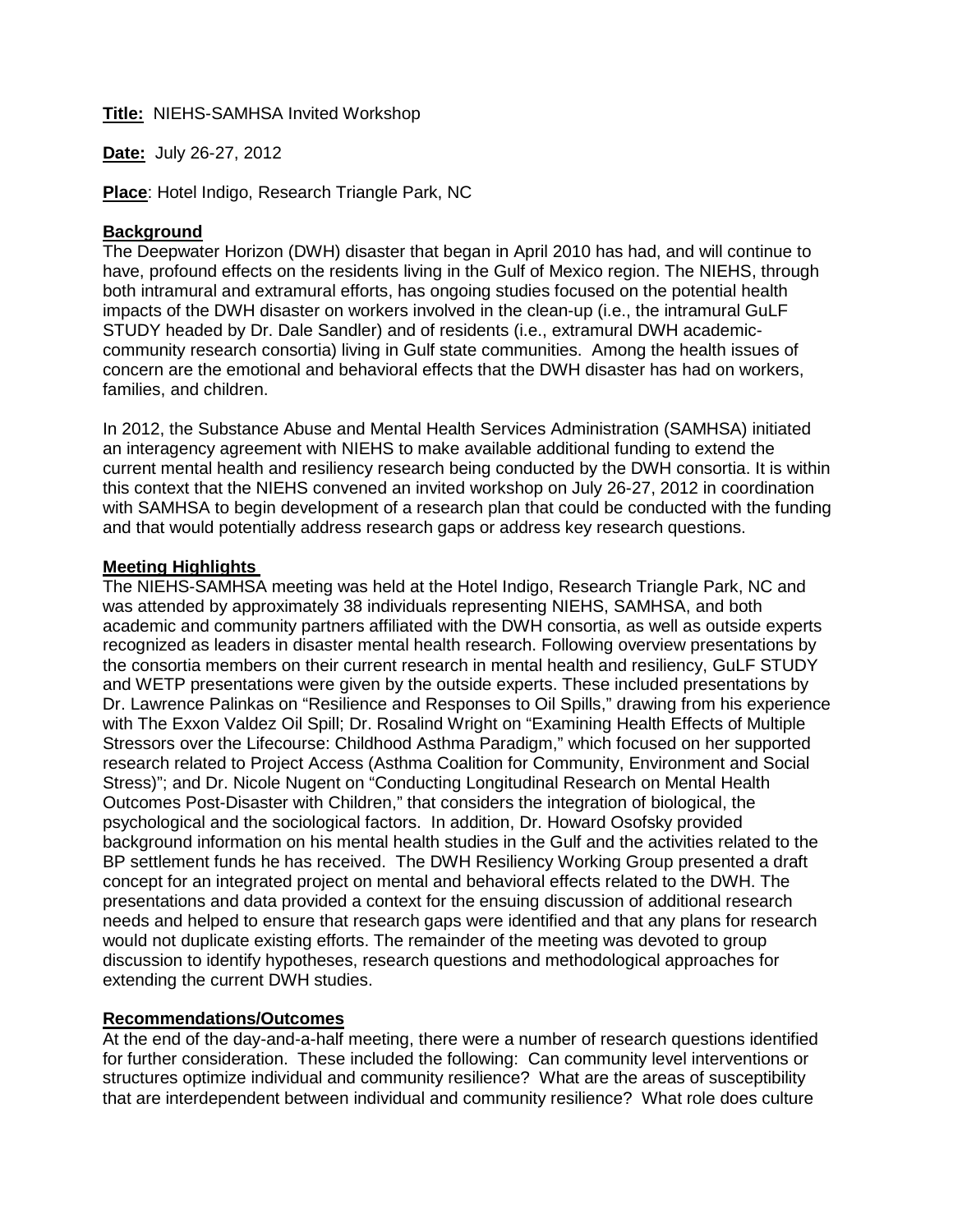**Title:** NIEHS-SAMHSA Invited Workshop

**Date:** July 26-27, 2012

**Place**: Hotel Indigo, Research Triangle Park, NC

**Background**

The Deepwater Horizon (DWH) disaster that began in April 2010 has had, and will continue to have, profound effects on the residents living in the Gulf of Mexico region. The NIEHS, through both intramural and extramural efforts, has ongoing studies focused on the potential health impacts of the DWH disaster on workers involved in the clean-up (i.e., the intramural GuLF STUDY headed by Dr. Dale Sandler) and of residents (i.e., extramural DWH academic-community research consortia) living in Gulf state communities. Among the health issues of concern are the emotional and behavioral effects that the DWH disaster has had on workers, families, and children.

In 2012, the Substance Abuse and Mental Health Services Administration (SAMHSA) initiated an interagency agreement with NIEHS to make available additional funding to extend the current mental health and resiliency research being conducted by the DWH consortia. It is within this context that the NIEHS convened an invited workshop on July 26-27, 2012 in coordination with SAMHSA to begin development of a research plan that could be conducted with the funding and that would potentially address research gaps or address key research questions.

**Meeting Highlights**

The NIEHS-SAMHSA meeting was held at the Hotel Indigo, Research Triangle Park, NC and was attended by approximately 38 individuals representing NIEHS, SAMHSA, and both academic and community partners affiliated with the DWH consortia, as well as outside experts recognized as leaders in disaster mental health research. Following overview presentations by the consortia members on their current research in mental health and resiliency, GuLF STUDY and WETP presentations were given by the outside experts. These included presentations by Dr. Lawrence Palinkas on "Resilience and Responses to Oil Spills," drawing from his experience with The Exxon Valdez Oil Spill; Dr. Rosalind Wright on "Examining Health Effects of Multiple Stressors over the Lifecourse: Childhood Asthma Paradigm," which focused on her supported research related to Project Access (Asthma Coalition for Community, Environment and Social Stress)"; and Dr. Nicole Nugent on "Conducting Longitudinal Research on Mental Health Outcomes Post-Disaster with Children," that considers the integration of biological, the psychological and the sociological factors. In addition, Dr. Howard Osofsky provided background information on his mental health studies in the Gulf and the activities related to the BP settlement funds he has received. The DWH Resiliency Working Group presented a draft concept for an integrated project on mental and behavioral effects related to the DWH. The presentations and data provided a context for the ensuing discussion of additional research needs and helped to ensure that research gaps were identified and that any plans for research would not duplicate existing efforts. The remainder of the meeting was devoted to group discussion to identify hypotheses, research questions and methodological approaches for extending the current DWH studies.

**Recommendations/Outcomes**

At the end of the day-and-a-half meeting, there were a number of research questions identified for further consideration. These included the following: Can community level interventions or structures optimize individual and community resilience? What are the areas of susceptibility that are interdependent between individual and community resilience? What role does culture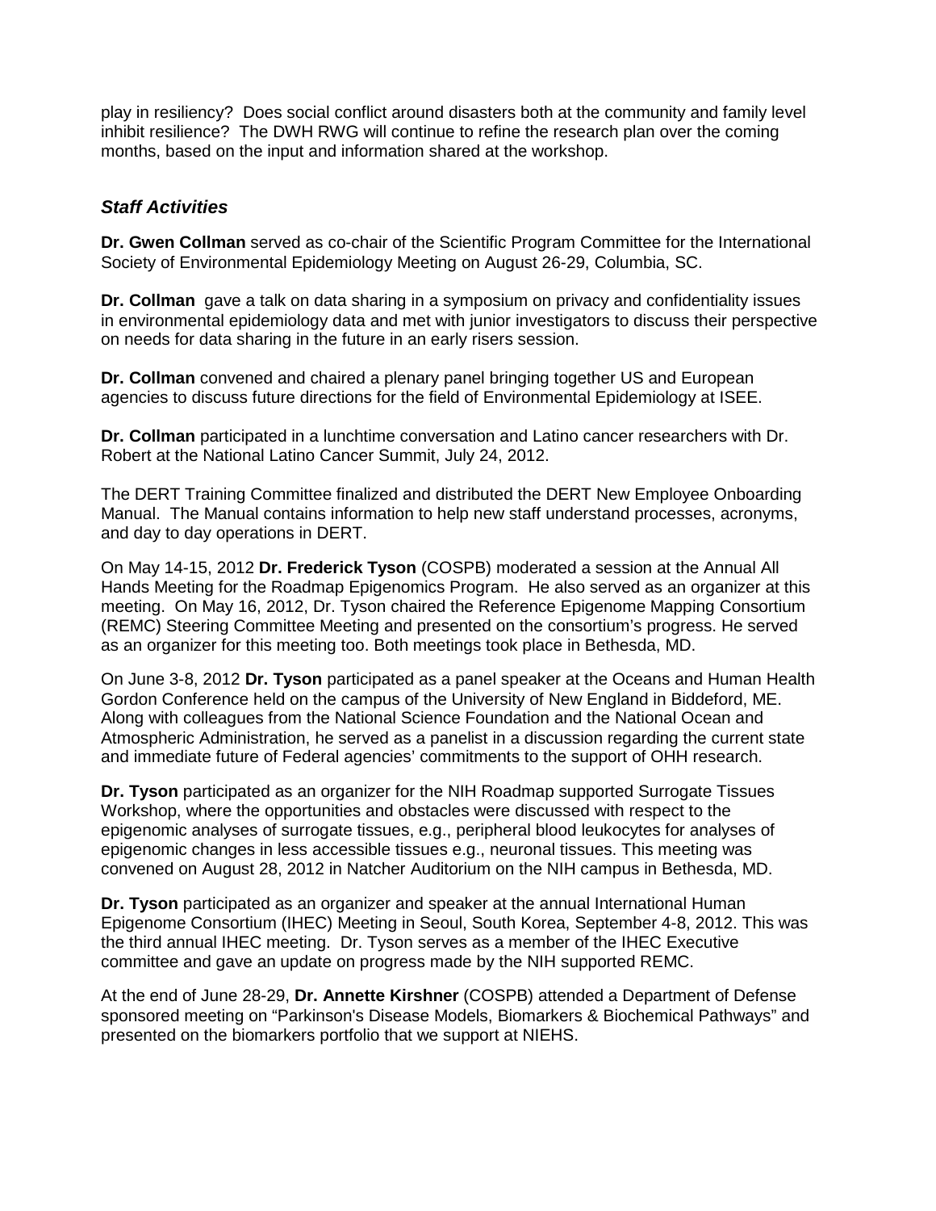play in resiliency? Does social conflict around disasters both at the community and family level inhibit resilience? The DWH RWG will continue to refine the research plan over the coming months, based on the input and information shared at the workshop.

### *Staff Activities*

**Dr. Gwen Collman** served as co-chair of the Scientific Program Committee for the International Society of Environmental Epidemiology Meeting on August 26-29, Columbia, SC.

**Dr. Collman** gave a talk on data sharing in a symposium on privacy and confidentiality issues in environmental epidemiology data and met with junior investigators to discuss their perspective on needs for data sharing in the future in an early risers session.

**Dr. Collman** convened and chaired a plenary panel bringing together US and European agencies to discuss future directions for the field of Environmental Epidemiology at ISEE.

**Dr. Collman** participated in a lunchtime conversation and Latino cancer researchers with Dr. Robert at the National Latino Cancer Summit, July 24, 2012.

The DERT Training Committee finalized and distributed the DERT New Employee Onboarding Manual. The Manual contains information to help new staff understand processes, acronyms, and day to day operations in DERT.

On May 14-15, 2012 **Dr. Frederick Tyson** (COSPB) moderated a session at the Annual All Hands Meeting for the Roadmap Epigenomics Program. He also served as an organizer at this meeting. On May 16, 2012, Dr. Tyson chaired the Reference Epigenome Mapping Consortium (REMC) Steering Committee Meeting and presented on the consortium's progress. He served as an organizer for this meeting too. Both meetings took place in Bethesda, MD.

On June 3-8, 2012 **Dr. Tyson** participated as a panel speaker at the Oceans and Human Health Gordon Conference held on the campus of the University of New England in Biddeford, ME. Along with colleagues from the National Science Foundation and the National Ocean and Atmospheric Administration, he served as a panelist in a discussion regarding the current state and immediate future of Federal agencies' commitments to the support of OHH research.

**Dr. Tyson** participated as an organizer for the NIH Roadmap supported Surrogate Tissues Workshop, where the opportunities and obstacles were discussed with respect to the epigenomic analyses of surrogate tissues, e.g., peripheral blood leukocytes for analyses of epigenomic changes in less accessible tissues e.g., neuronal tissues. This meeting was convened on August 28, 2012 in Natcher Auditorium on the NIH campus in Bethesda, MD.

**Dr. Tyson** participated as an organizer and speaker at the annual International Human Epigenome Consortium (IHEC) Meeting in Seoul, South Korea, September 4-8, 2012. This was the third annual IHEC meeting. Dr. Tyson serves as a member of the IHEC Executive committee and gave an update on progress made by the NIH supported REMC.

At the end of June 28-29, **Dr. Annette Kirshner** (COSPB) attended a Department of Defense sponsored meeting on "Parkinson's Disease Models, Biomarkers & Biochemical Pathways" and presented on the biomarkers portfolio that we support at NIEHS.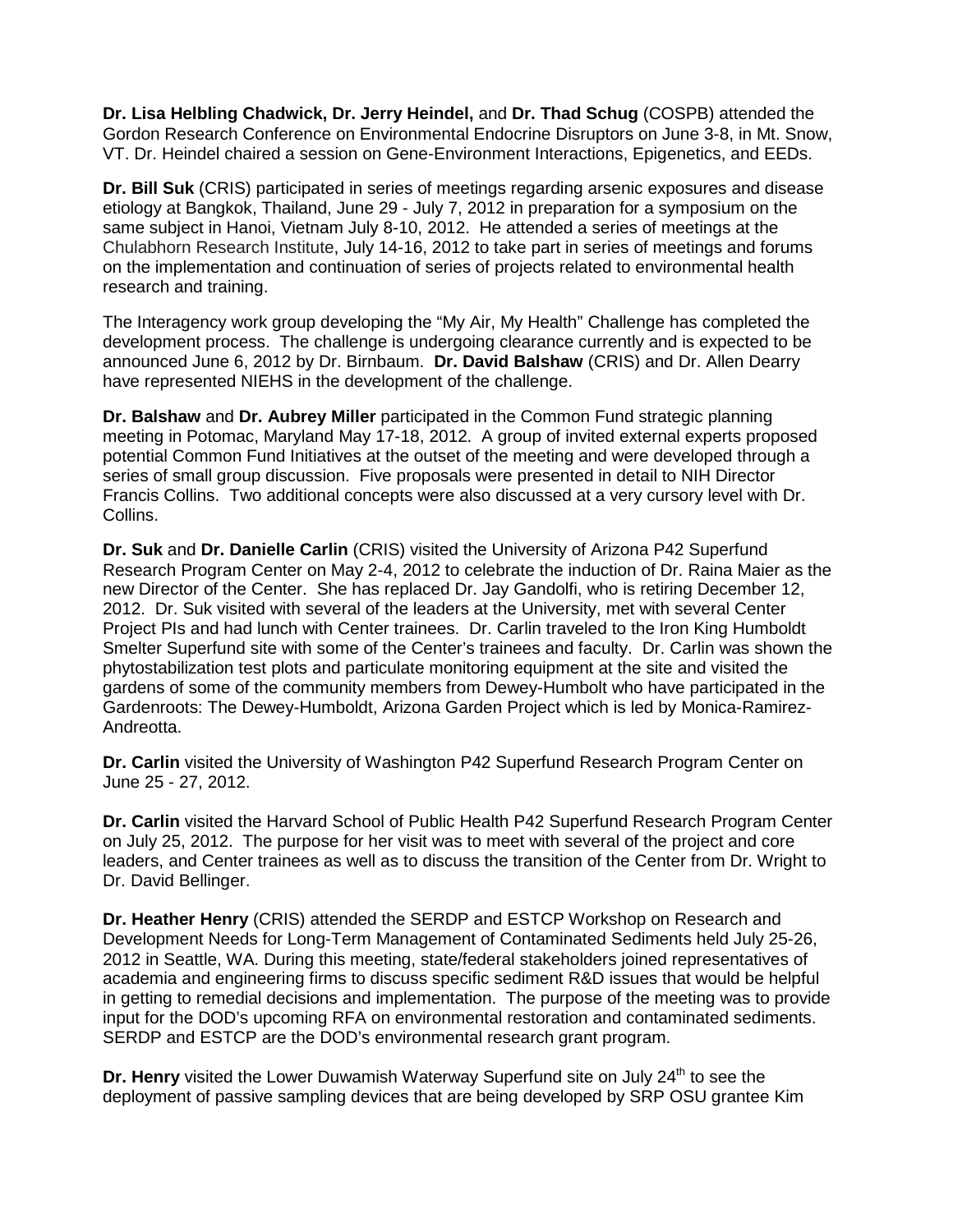**Dr. Lisa Helbling Chadwick, Dr. Jerry Heindel,** and **Dr. Thad Schug** (COSPB) attended the Gordon Research Conference on Environmental Endocrine Disruptors on June 3-8, in Mt. Snow, VT. Dr. Heindel chaired a session on Gene-Environment Interactions, Epigenetics, and EEDs.

**Dr. Bill Suk** (CRIS) participated in series of meetings regarding arsenic exposures and disease etiology at Bangkok, Thailand, June 29 - July 7, 2012 in preparation for a symposium on the same subject in Hanoi, Vietnam July 8-10, 2012. He attended a series of meetings at the Chulabhorn Research Institute, July 14-16, 2012 to take part in series of meetings and forums on the implementation and continuation of series of projects related to environmental health research and training.

The Interagency work group developing the "My Air, My Health" Challenge has completed the development process. The challenge is undergoing clearance currently and is expected to be announced June 6, 2012 by Dr. Birnbaum. **Dr. David Balshaw** (CRIS) and Dr. Allen Dearry have represented NIEHS in the development of the challenge.

**Dr. Balshaw** and **Dr. Aubrey Miller** participated in the Common Fund strategic planning meeting in Potomac, Maryland May 17-18, 2012. A group of invited external experts proposed potential Common Fund Initiatives at the outset of the meeting and were developed through a series of small group discussion. Five proposals were presented in detail to NIH Director Francis Collins. Two additional concepts were also discussed at a very cursory level with Dr. Collins.

**Dr. Suk** and **Dr. Danielle Carlin** (CRIS) visited the University of Arizona P42 Superfund Research Program Center on May 2-4, 2012 to celebrate the induction of Dr. Raina Maier as the new Director of the Center. She has replaced Dr. Jay Gandolfi, who is retiring December 12, 2012. Dr. Suk visited with several of the leaders at the University, met with several Center Project PIs and had lunch with Center trainees. Dr. Carlin traveled to the Iron King Humboldt Smelter Superfund site with some of the Center's trainees and faculty. Dr. Carlin was shown the phytostabilization test plots and particulate monitoring equipment at the site and visited the gardens of some of the community members from Dewey-Humbolt who have participated in the Gardenroots: The Dewey-Humboldt, Arizona Garden Project which is led by Monica-Ramirez-Andreotta.

**Dr. Carlin** visited the University of Washington P42 Superfund Research Program Center on June 25 - 27, 2012.

**Dr. Carlin** visited the Harvard School of Public Health P42 Superfund Research Program Center on July 25, 2012. The purpose for her visit was to meet with several of the project and core leaders, and Center trainees as well as to discuss the transition of the Center from Dr. Wright to Dr. David Bellinger.

**Dr. Heather Henry** (CRIS) attended the SERDP and ESTCP Workshop on Research and Development Needs for Long-Term Management of Contaminated Sediments held July 25-26, 2012 in Seattle, WA. During this meeting, state/federal stakeholders joined representatives of academia and engineering firms to discuss specific sediment R&D issues that would be helpful in getting to remedial decisions and implementation. The purpose of the meeting was to provide input for the DOD's upcoming RFA on environmental restoration and contaminated sediments. SERDP and ESTCP are the DOD's environmental research grant program.

**Dr. Henry** visited the Lower Duwamish Waterway Superfund site on July 24th to see the deployment of passive sampling devices that are being developed by SRP OSU grantee Kim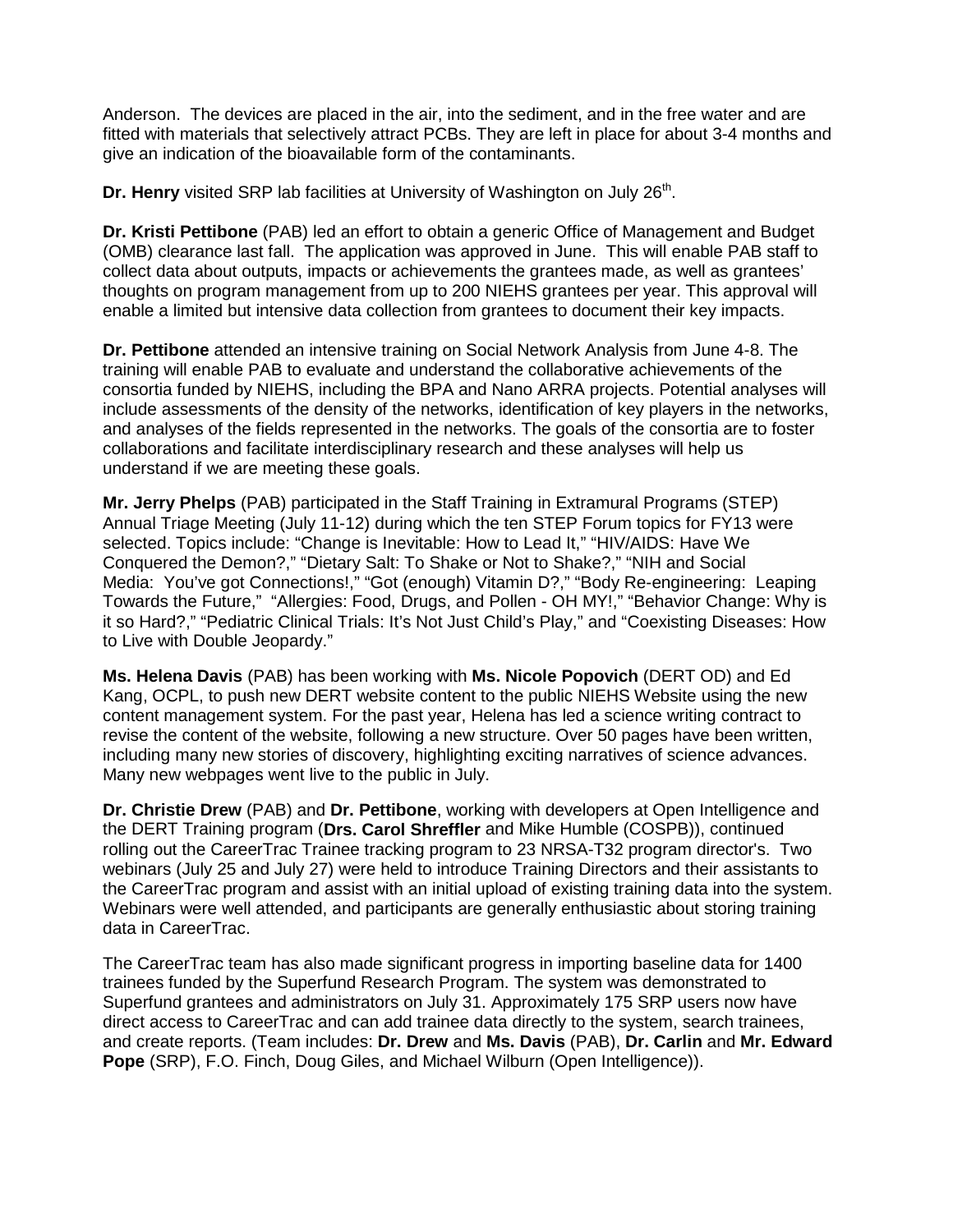Anderson. The devices are placed in the air, into the sediment, and in the free water and are fitted with materials that selectively attract PCBs. They are left in place for about 3-4 months and give an indication of the bioavailable form of the contaminants.

**Dr. Henry** visited SRP lab facilities at University of Washington on July 26th.

**Dr. Kristi Pettibone** (PAB) led an effort to obtain a generic Office of Management and Budget (OMB) clearance last fall. The application was approved in June. This will enable PAB staff to collect data about outputs, impacts or achievements the grantees made, as well as grantees' thoughts on program management from up to 200 NIEHS grantees per year. This approval will enable a limited but intensive data collection from grantees to document their key impacts.

**Dr. Pettibone** attended an intensive training on Social Network Analysis from June 4-8. The training will enable PAB to evaluate and understand the collaborative achievements of the consortia funded by NIEHS, including the BPA and Nano ARRA projects. Potential analyses will include assessments of the density of the networks, identification of key players in the networks, and analyses of the fields represented in the networks. The goals of the consortia are to foster collaborations and facilitate interdisciplinary research and these analyses will help us understand if we are meeting these goals.

**Mr. Jerry Phelps** (PAB) participated in the Staff Training in Extramural Programs (STEP) Annual Triage Meeting (July 11-12) during which the ten STEP Forum topics for FY13 were selected. Topics include: "Change is Inevitable: How to Lead It," "HIV/AIDS: Have We Conquered the Demon?," "Dietary Salt: To Shake or Not to Shake?," "NIH and Social Media: You've got Connections!," "Got (enough) Vitamin D?," "Body Re-engineering: Leaping Towards the Future," "Allergies: Food, Drugs, and Pollen - OH MY!," "Behavior Change: Why is it so Hard?," "Pediatric Clinical Trials: It's Not Just Child's Play," and "Coexisting Diseases: How to Live with Double Jeopardy."

**Ms. Helena Davis** (PAB) has been working with **Ms. Nicole Popovich** (DERT OD) and Ed Kang, OCPL, to push new DERT website content to the public NIEHS Website using the new content management system. For the past year, Helena has led a science writing contract to revise the content of the website, following a new structure. Over 50 pages have been written, including many new stories of discovery, highlighting exciting narratives of science advances. Many new webpages went live to the public in July.

**Dr. Christie Drew** (PAB) and **Dr. Pettibone**, working with developers at Open Intelligence and the DERT Training program (**Drs. Carol Shreffler** and Mike Humble (COSPB)), continued rolling out the CareerTrac Trainee tracking program to 23 NRSA-T32 program director's. Two webinars (July 25 and July 27) were held to introduce Training Directors and their assistants to the CareerTrac program and assist with an initial upload of existing training data into the system. Webinars were well attended, and participants are generally enthusiastic about storing training data in CareerTrac.

The CareerTrac team has also made significant progress in importing baseline data for 1400 trainees funded by the Superfund Research Program. The system was demonstrated to Superfund grantees and administrators on July 31. Approximately 175 SRP users now have direct access to CareerTrac and can add trainee data directly to the system, search trainees, and create reports. (Team includes: **Dr. Drew** and **Ms. Davis** (PAB), **Dr. Carlin** and **Mr. Edward Pope** (SRP), F.O. Finch, Doug Giles, and Michael Wilburn (Open Intelligence)).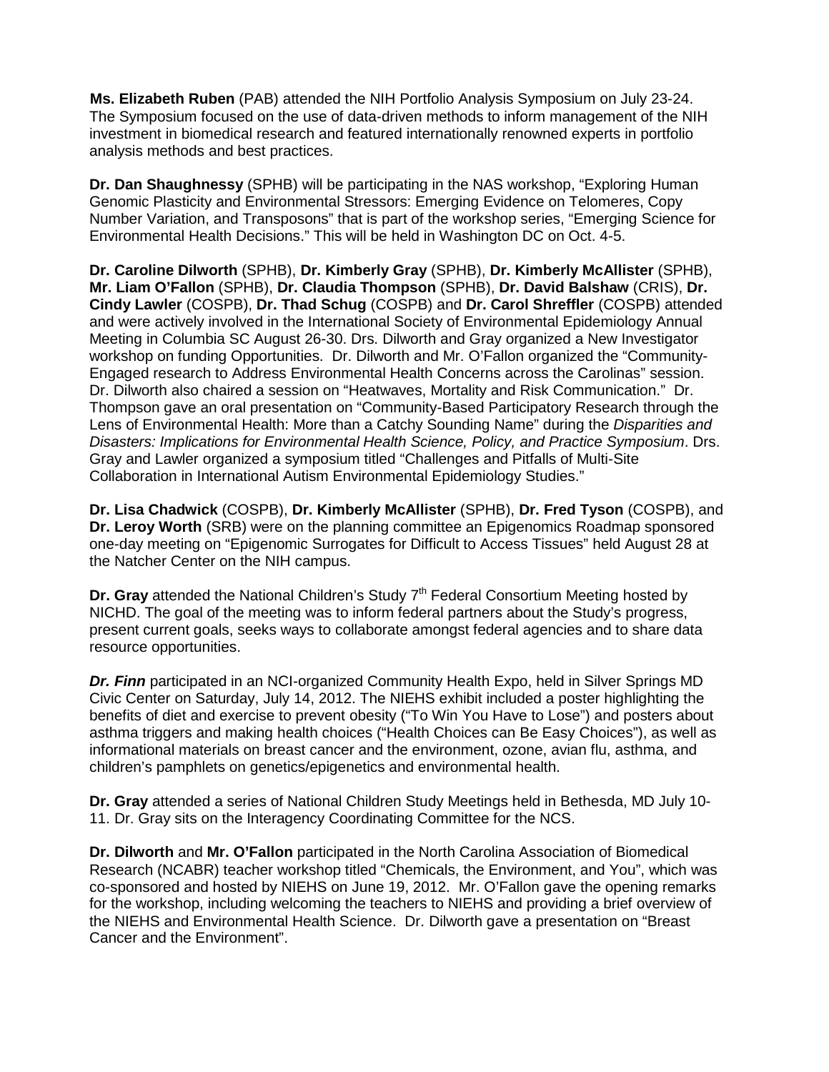**Ms. Elizabeth Ruben** (PAB) attended the NIH Portfolio Analysis Symposium on July 23-24. The Symposium focused on the use of data-driven methods to inform management of the NIH investment in biomedical research and featured internationally renowned experts in portfolio analysis methods and best practices.

**Dr. Dan Shaughnessy** (SPHB) will be participating in the NAS workshop, "Exploring Human Genomic Plasticity and Environmental Stressors: Emerging Evidence on Telomeres, Copy Number Variation, and Transposons" that is part of the workshop series, "Emerging Science for Environmental Health Decisions." This will be held in Washington DC on Oct. 4-5.

**Dr. Caroline Dilworth** (SPHB), **Dr. Kimberly Gray** (SPHB), **Dr. Kimberly McAllister** (SPHB), **Mr. Liam O'Fallon** (SPHB), **Dr. Claudia Thompson** (SPHB), **Dr. David Balshaw** (CRIS), **Dr. Cindy Lawler** (COSPB), **Dr. Thad Schug** (COSPB) and **Dr. Carol Shreffler** (COSPB) attended and were actively involved in the International Society of Environmental Epidemiology Annual Meeting in Columbia SC August 26-30. Drs. Dilworth and Gray organized a New Investigator workshop on funding Opportunities. Dr. Dilworth and Mr. O'Fallon organized the "Community-Engaged research to Address Environmental Health Concerns across the Carolinas" session. Dr. Dilworth also chaired a session on "Heatwaves, Mortality and Risk Communication." Dr. Thompson gave an oral presentation on "Community-Based Participatory Research through the Lens of Environmental Health: More than a Catchy Sounding Name" during the *Disparities and Disasters: Implications for Environmental Health Science, Policy, and Practice Symposium*. Drs. Gray and Lawler organized a symposium titled "Challenges and Pitfalls of Multi-Site Collaboration in International Autism Environmental Epidemiology Studies."

**Dr. Lisa Chadwick** (COSPB), **Dr. Kimberly McAllister** (SPHB), **Dr. Fred Tyson** (COSPB), and **Dr. Leroy Worth** (SRB) were on the planning committee an Epigenomics Roadmap sponsored one-day meeting on "Epigenomic Surrogates for Difficult to Access Tissues" held August 28 at the Natcher Center on the NIH campus.

**Dr. Gray** attended the National Children's Study 7th Federal Consortium Meeting hosted by NICHD. The goal of the meeting was to inform federal partners about the Study's progress, present current goals, seeks ways to collaborate amongst federal agencies and to share data resource opportunities.

***Dr. Finn*** participated in an NCI-organized Community Health Expo, held in Silver Springs MD Civic Center on Saturday, July 14, 2012. The NIEHS exhibit included a poster highlighting the benefits of diet and exercise to prevent obesity ("To Win You Have to Lose") and posters about asthma triggers and making health choices ("Health Choices can Be Easy Choices"), as well as informational materials on breast cancer and the environment, ozone, avian flu, asthma, and children's pamphlets on genetics/epigenetics and environmental health.

**Dr. Gray** attended a series of National Children Study Meetings held in Bethesda, MD July 10-11. Dr. Gray sits on the Interagency Coordinating Committee for the NCS.

**Dr. Dilworth** and **Mr. O'Fallon** participated in the North Carolina Association of Biomedical Research (NCABR) teacher workshop titled "Chemicals, the Environment, and You", which was co-sponsored and hosted by NIEHS on June 19, 2012. Mr. O'Fallon gave the opening remarks for the workshop, including welcoming the teachers to NIEHS and providing a brief overview of the NIEHS and Environmental Health Science. Dr. Dilworth gave a presentation on "Breast Cancer and the Environment".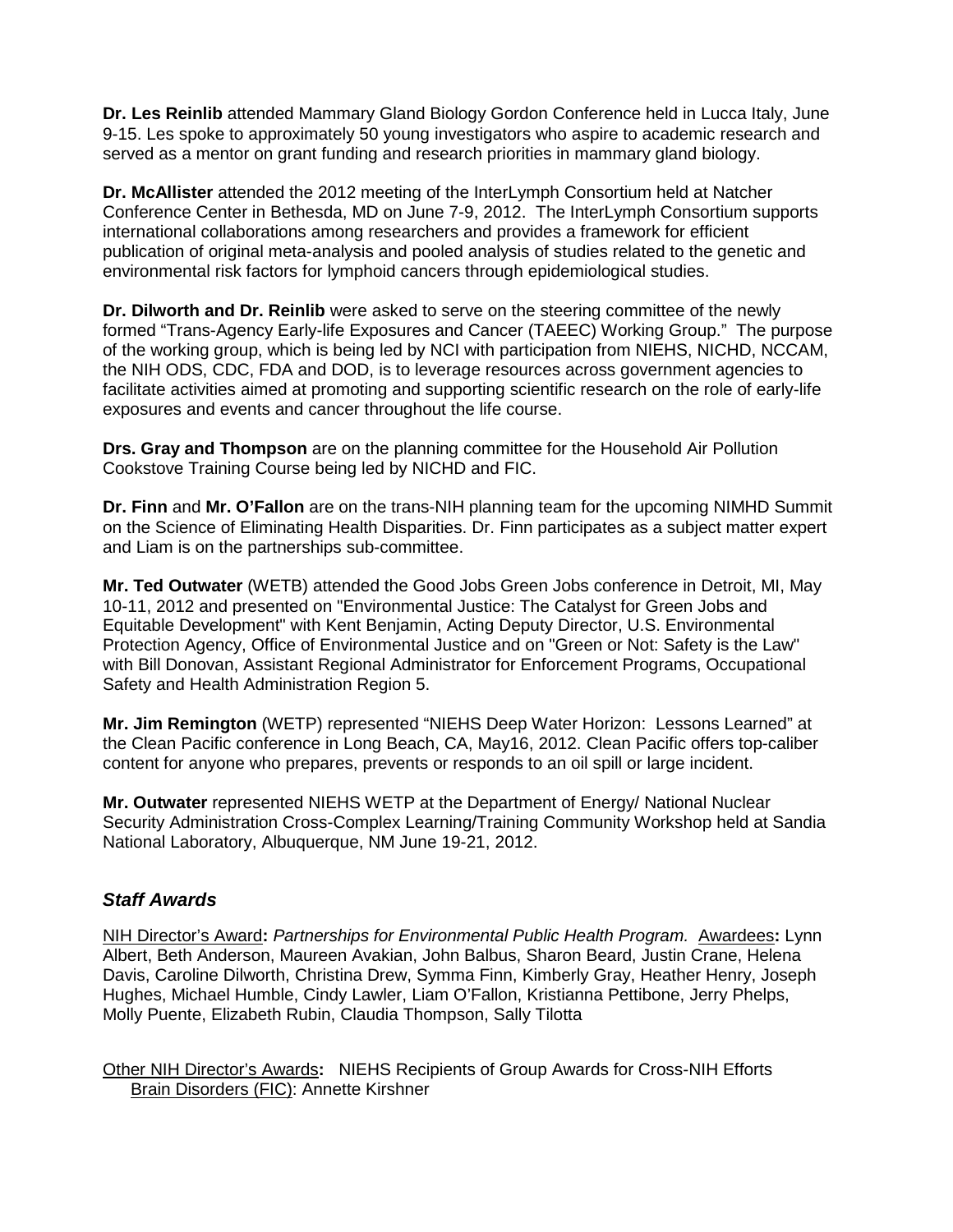**Dr. Les Reinlib** attended Mammary Gland Biology Gordon Conference held in Lucca Italy, June 9-15. Les spoke to approximately 50 young investigators who aspire to academic research and served as a mentor on grant funding and research priorities in mammary gland biology.

**Dr. McAllister** attended the 2012 meeting of the InterLymph Consortium held at Natcher Conference Center in Bethesda, MD on June 7-9, 2012. The InterLymph Consortium supports international collaborations among researchers and provides a framework for efficient publication of original meta-analysis and pooled analysis of studies related to the genetic and environmental risk factors for lymphoid cancers through epidemiological studies.

**Dr. Dilworth and Dr. Reinlib** were asked to serve on the steering committee of the newly formed "Trans-Agency Early-life Exposures and Cancer (TAEEC) Working Group." The purpose of the working group, which is being led by NCI with participation from NIEHS, NICHD, NCCAM, the NIH ODS, CDC, FDA and DOD, is to leverage resources across government agencies to facilitate activities aimed at promoting and supporting scientific research on the role of early-life exposures and events and cancer throughout the life course.

**Drs. Gray and Thompson** are on the planning committee for the Household Air Pollution Cookstove Training Course being led by NICHD and FIC.

**Dr. Finn** and **Mr. O'Fallon** are on the trans-NIH planning team for the upcoming NIMHD Summit on the Science of Eliminating Health Disparities. Dr. Finn participates as a subject matter expert and Liam is on the partnerships sub-committee.

**Mr. Ted Outwater** (WETB) attended the Good Jobs Green Jobs conference in Detroit, MI, May 10-11, 2012 and presented on "Environmental Justice: The Catalyst for Green Jobs and Equitable Development" with Kent Benjamin, Acting Deputy Director, U.S. Environmental Protection Agency, Office of Environmental Justice and on "Green or Not: Safety is the Law" with Bill Donovan, Assistant Regional Administrator for Enforcement Programs, Occupational Safety and Health Administration Region 5.

**Mr. Jim Remington** (WETP) represented "NIEHS Deep Water Horizon: Lessons Learned" at the Clean Pacific conference in Long Beach, CA, May16, 2012. Clean Pacific offers top-caliber content for anyone who prepares, prevents or responds to an oil spill or large incident.

**Mr. Outwater** represented NIEHS WETP at the Department of Energy/ National Nuclear Security Administration Cross-Complex Learning/Training Community Workshop held at Sandia National Laboratory, Albuquerque, NM June 19-21, 2012.

## *Staff Awards*

NIH Director's Award**:** *Partnerships for Environmental Public Health Program.* Awardees**:** Lynn Albert, Beth Anderson, Maureen Avakian, John Balbus, Sharon Beard, Justin Crane, Helena Davis, Caroline Dilworth, Christina Drew, Symma Finn, Kimberly Gray, Heather Henry, Joseph Hughes, Michael Humble, Cindy Lawler, Liam O'Fallon, Kristianna Pettibone, Jerry Phelps, Molly Puente, Elizabeth Rubin, Claudia Thompson, Sally Tilotta

Other NIH Director's Awards**:** NIEHS Recipients of Group Awards for Cross-NIH Efforts
 Brain Disorders (FIC): Annette Kirshner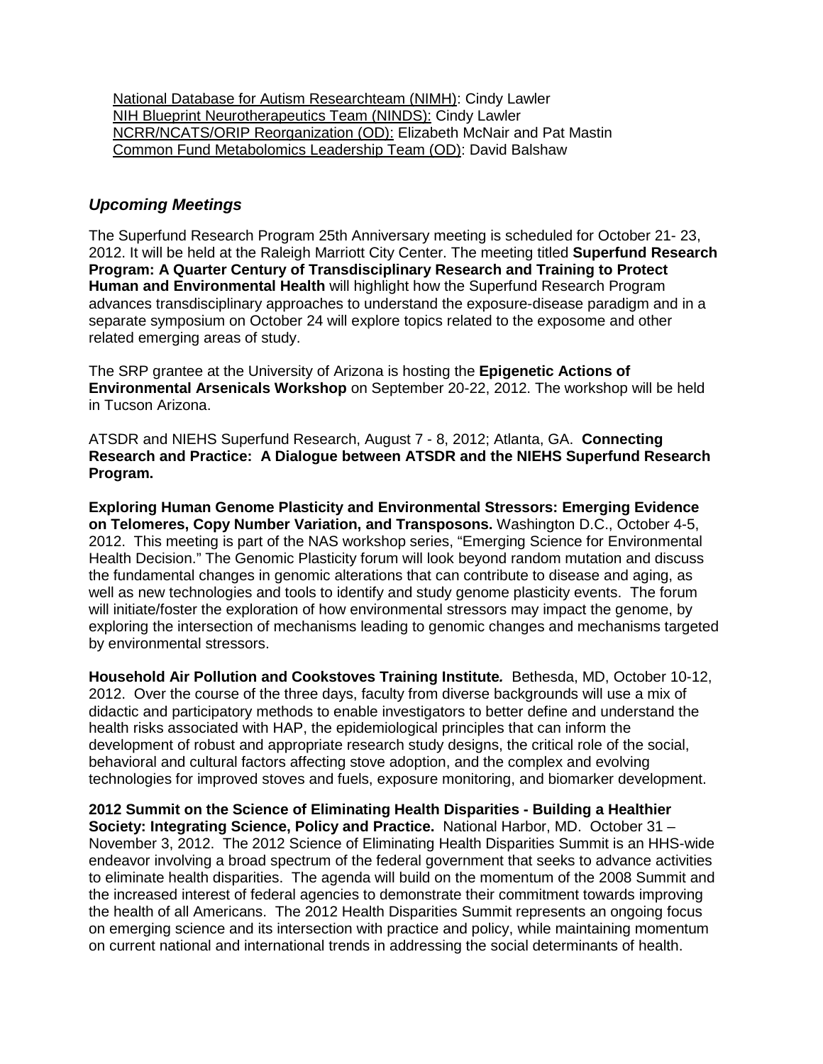National Database for Autism Researchteam (NIMH): Cindy Lawler
NIH Blueprint Neurotherapeutics Team (NINDS): Cindy Lawler
NCRR/NCATS/ORIP Reorganization (OD): Elizabeth McNair and Pat Mastin
Common Fund Metabolomics Leadership Team (OD): David Balshaw

## *Upcoming Meetings*

The Superfund Research Program 25th Anniversary meeting is scheduled for October 21- 23, 2012. It will be held at the Raleigh Marriott City Center. The meeting titled **Superfund Research Program: A Quarter Century of Transdisciplinary Research and Training to Protect Human and Environmental Health** will highlight how the Superfund Research Program advances transdisciplinary approaches to understand the exposure-disease paradigm and in a separate symposium on October 24 will explore topics related to the exposome and other related emerging areas of study.

The SRP grantee at the University of Arizona is hosting the **Epigenetic Actions of Environmental Arsenicals Workshop** on September 20-22, 2012. The workshop will be held in Tucson Arizona.

ATSDR and NIEHS Superfund Research, August 7 - 8, 2012; Atlanta, GA. **Connecting Research and Practice: A Dialogue between ATSDR and the NIEHS Superfund Research Program.**

**Exploring Human Genome Plasticity and Environmental Stressors: Emerging Evidence on Telomeres, Copy Number Variation, and Transposons.** Washington D.C., October 4-5, 2012. This meeting is part of the NAS workshop series, "Emerging Science for Environmental Health Decision." The Genomic Plasticity forum will look beyond random mutation and discuss the fundamental changes in genomic alterations that can contribute to disease and aging, as well as new technologies and tools to identify and study genome plasticity events. The forum will initiate/foster the exploration of how environmental stressors may impact the genome, by exploring the intersection of mechanisms leading to genomic changes and mechanisms targeted by environmental stressors.

**Household Air Pollution and Cookstoves Training Institute.** Bethesda, MD, October 10-12, 2012. Over the course of the three days, faculty from diverse backgrounds will use a mix of didactic and participatory methods to enable investigators to better define and understand the health risks associated with HAP, the epidemiological principles that can inform the development of robust and appropriate research study designs, the critical role of the social, behavioral and cultural factors affecting stove adoption, and the complex and evolving technologies for improved stoves and fuels, exposure monitoring, and biomarker development.

**2012 Summit on the Science of Eliminating Health Disparities - Building a Healthier Society: Integrating Science, Policy and Practice.** National Harbor, MD. October 31 – November 3, 2012. The 2012 Science of Eliminating Health Disparities Summit is an HHS-wide endeavor involving a broad spectrum of the federal government that seeks to advance activities to eliminate health disparities. The agenda will build on the momentum of the 2008 Summit and the increased interest of federal agencies to demonstrate their commitment towards improving the health of all Americans. The 2012 Health Disparities Summit represents an ongoing focus on emerging science and its intersection with practice and policy, while maintaining momentum on current national and international trends in addressing the social determinants of health.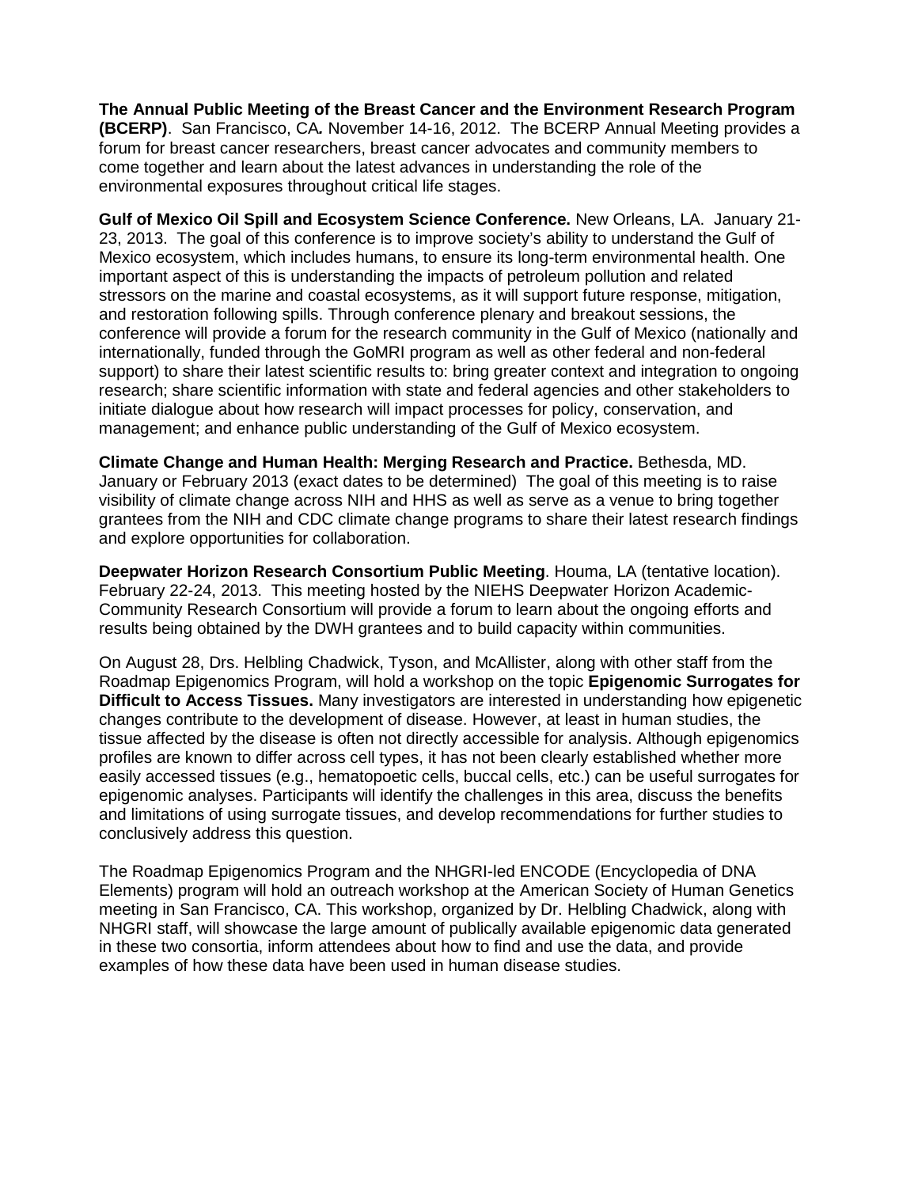**The Annual Public Meeting of the Breast Cancer and the Environment Research Program (BCERP)**. San Francisco, CA**.** November 14-16, 2012. The BCERP Annual Meeting provides a forum for breast cancer researchers, breast cancer advocates and community members to come together and learn about the latest advances in understanding the role of the environmental exposures throughout critical life stages.

**Gulf of Mexico Oil Spill and Ecosystem Science Conference.** New Orleans, LA. January 21-23, 2013. The goal of this conference is to improve society's ability to understand the Gulf of Mexico ecosystem, which includes humans, to ensure its long-term environmental health. One important aspect of this is understanding the impacts of petroleum pollution and related stressors on the marine and coastal ecosystems, as it will support future response, mitigation, and restoration following spills. Through conference plenary and breakout sessions, the conference will provide a forum for the research community in the Gulf of Mexico (nationally and internationally, funded through the GoMRI program as well as other federal and non-federal support) to share their latest scientific results to: bring greater context and integration to ongoing research; share scientific information with state and federal agencies and other stakeholders to initiate dialogue about how research will impact processes for policy, conservation, and management; and enhance public understanding of the Gulf of Mexico ecosystem.

**Climate Change and Human Health: Merging Research and Practice.** Bethesda, MD. January or February 2013 (exact dates to be determined) The goal of this meeting is to raise visibility of climate change across NIH and HHS as well as serve as a venue to bring together grantees from the NIH and CDC climate change programs to share their latest research findings and explore opportunities for collaboration.

**Deepwater Horizon Research Consortium Public Meeting**. Houma, LA (tentative location). February 22-24, 2013. This meeting hosted by the NIEHS Deepwater Horizon Academic-Community Research Consortium will provide a forum to learn about the ongoing efforts and results being obtained by the DWH grantees and to build capacity within communities.

On August 28, Drs. Helbling Chadwick, Tyson, and McAllister, along with other staff from the Roadmap Epigenomics Program, will hold a workshop on the topic **Epigenomic Surrogates for Difficult to Access Tissues.** Many investigators are interested in understanding how epigenetic changes contribute to the development of disease. However, at least in human studies, the tissue affected by the disease is often not directly accessible for analysis. Although epigenomics profiles are known to differ across cell types, it has not been clearly established whether more easily accessed tissues (e.g., hematopoetic cells, buccal cells, etc.) can be useful surrogates for epigenomic analyses. Participants will identify the challenges in this area, discuss the benefits and limitations of using surrogate tissues, and develop recommendations for further studies to conclusively address this question.

The Roadmap Epigenomics Program and the NHGRI-led ENCODE (Encyclopedia of DNA Elements) program will hold an outreach workshop at the American Society of Human Genetics meeting in San Francisco, CA. This workshop, organized by Dr. Helbling Chadwick, along with NHGRI staff, will showcase the large amount of publically available epigenomic data generated in these two consortia, inform attendees about how to find and use the data, and provide examples of how these data have been used in human disease studies.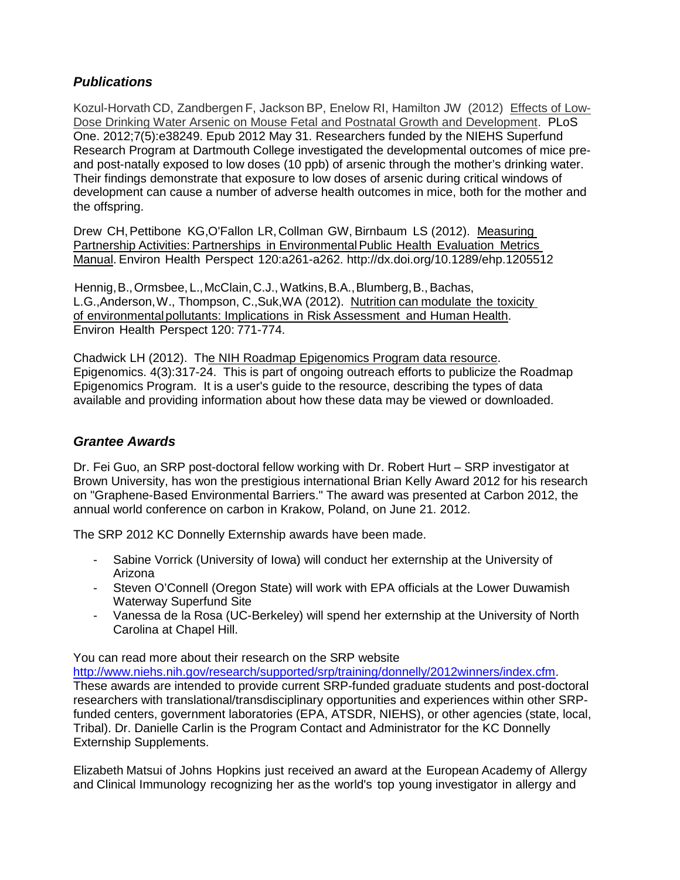### *Publications*

Kozul-Horvath CD, Zandbergen F, Jackson BP, Enelow RI, Hamilton JW (2012) Effects of Low-Dose Drinking Water Arsenic on Mouse Fetal and Postnatal Growth and Development. PLoS One. 2012;7(5):e38249. Epub 2012 May 31. Researchers funded by the NIEHS Superfund Research Program at Dartmouth College investigated the developmental outcomes of mice pre- and post-natally exposed to low doses (10 ppb) of arsenic through the mother's drinking water. Their findings demonstrate that exposure to low doses of arsenic during critical windows of development can cause a number of adverse health outcomes in mice, both for the mother and the offspring.

Drew CH, Pettibone KG, O'Fallon LR, Collman GW, Birnbaum LS (2012). Measuring Partnership Activities: Partnerships in Environmental Public Health Evaluation Metrics Manual. Environ Health Perspect 120:a261-a262. http://dx.doi.org/10.1289/ehp.1205512

Hennig, B., Ormsbee, L., McClain, C.J., Watkins, B.A., Blumberg, B., Bachas, L.G., Anderson, W., Thompson, C., Suk, WA (2012). Nutrition can modulate the toxicity of environmental pollutants: Implications in Risk Assessment and Human Health. Environ Health Perspect 120: 771-774.

Chadwick LH (2012). The NIH Roadmap Epigenomics Program data resource. Epigenomics. 4(3):317-24. This is part of ongoing outreach efforts to publicize the Roadmap Epigenomics Program. It is a user's guide to the resource, describing the types of data available and providing information about how these data may be viewed or downloaded.

### *Grantee Awards*

Dr. Fei Guo, an SRP post-doctoral fellow working with Dr. Robert Hurt – SRP investigator at Brown University, has won the prestigious international Brian Kelly Award 2012 for his research on "Graphene-Based Environmental Barriers." The award was presented at Carbon 2012, the annual world conference on carbon in Krakow, Poland, on June 21. 2012.

The SRP 2012 KC Donnelly Externship awards have been made.

- Sabine Vorrick (University of Iowa) will conduct her externship at the University of Arizona
- Steven O'Connell (Oregon State) will work with EPA officials at the Lower Duwamish Waterway Superfund Site
- Vanessa de la Rosa (UC-Berkeley) will spend her externship at the University of North Carolina at Chapel Hill.

You can read more about their research on the SRP website http://www.niehs.nih.gov/research/supported/srp/training/donnelly/2012winners/index.cfm. These awards are intended to provide current SRP-funded graduate students and post-doctoral researchers with translational/transdisciplinary opportunities and experiences within other SRP-funded centers, government laboratories (EPA, ATSDR, NIEHS), or other agencies (state, local, Tribal). Dr. Danielle Carlin is the Program Contact and Administrator for the KC Donnelly Externship Supplements.

Elizabeth Matsui of Johns Hopkins just received an award at the European Academy of Allergy and Clinical Immunology recognizing her as the world's top young investigator in allergy and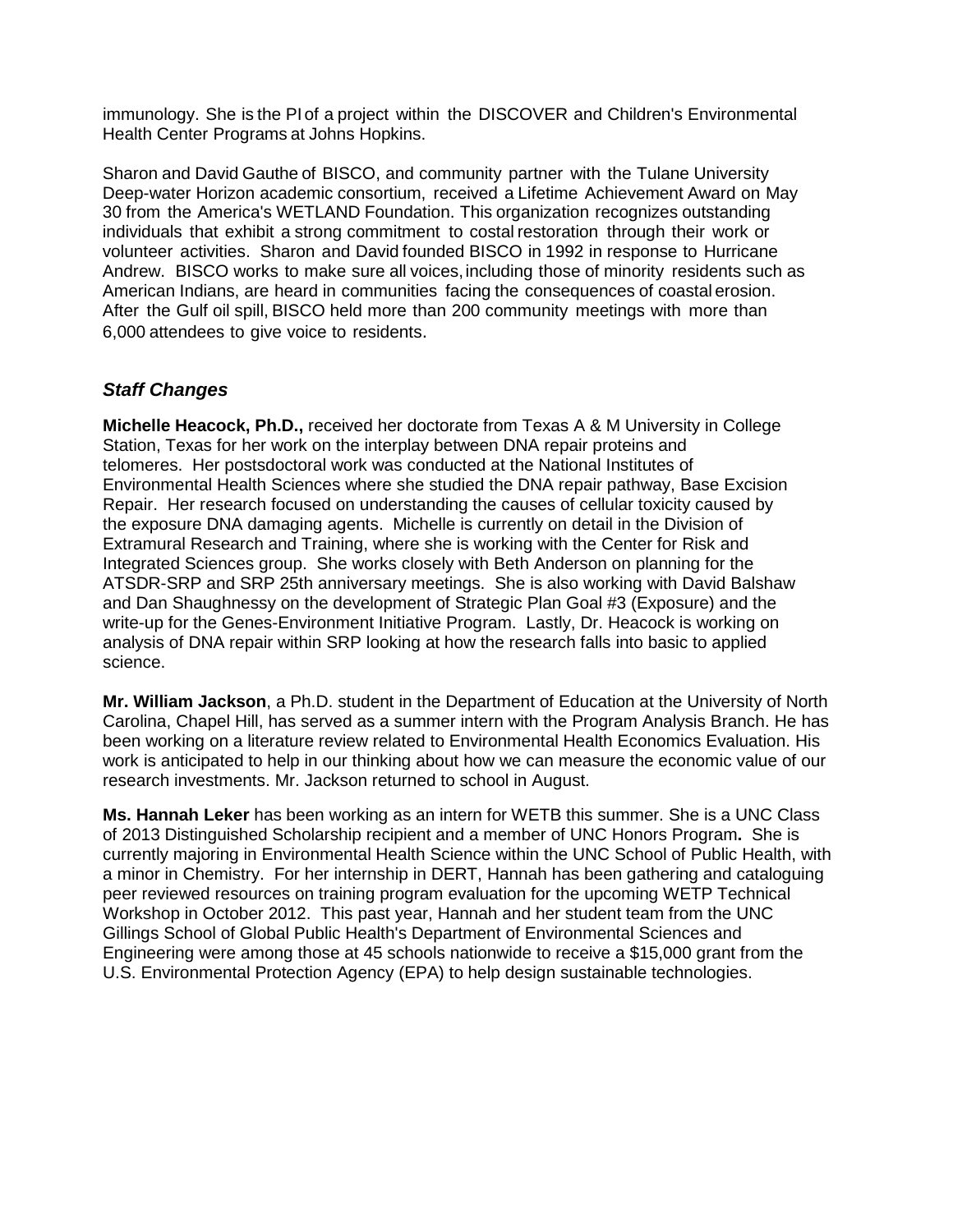immunology. She is the PI of a project within the DISCOVER and Children's Environmental Health Center Programs at Johns Hopkins.

Sharon and David Gauthe of BISCO, and community partner with the Tulane University Deep-water Horizon academic consortium, received a Lifetime Achievement Award on May 30 from the America's WETLAND Foundation. This organization recognizes outstanding individuals that exhibit a strong commitment to costal restoration through their work or volunteer activities. Sharon and David founded BISCO in 1992 in response to Hurricane Andrew. BISCO works to make sure all voices, including those of minority residents such as American Indians, are heard in communities facing the consequences of coastal erosion. After the Gulf oil spill, BISCO held more than 200 community meetings with more than 6,000 attendees to give voice to residents.

## *Staff Changes*

**Michelle Heacock, Ph.D.,** received her doctorate from Texas A & M University in College Station, Texas for her work on the interplay between DNA repair proteins and telomeres. Her postsdoctoral work was conducted at the National Institutes of Environmental Health Sciences where she studied the DNA repair pathway, Base Excision Repair. Her research focused on understanding the causes of cellular toxicity caused by the exposure DNA damaging agents. Michelle is currently on detail in the Division of Extramural Research and Training, where she is working with the Center for Risk and Integrated Sciences group. She works closely with Beth Anderson on planning for the ATSDR-SRP and SRP 25th anniversary meetings. She is also working with David Balshaw and Dan Shaughnessy on the development of Strategic Plan Goal #3 (Exposure) and the write-up for the Genes-Environment Initiative Program. Lastly, Dr. Heacock is working on analysis of DNA repair within SRP looking at how the research falls into basic to applied science.

**Mr. William Jackson**, a Ph.D. student in the Department of Education at the University of North Carolina, Chapel Hill, has served as a summer intern with the Program Analysis Branch. He has been working on a literature review related to Environmental Health Economics Evaluation. His work is anticipated to help in our thinking about how we can measure the economic value of our research investments. Mr. Jackson returned to school in August.

**Ms. Hannah Leker** has been working as an intern for WETB this summer. She is a UNC Class of 2013 Distinguished Scholarship recipient and a member of UNC Honors Program**.** She is currently majoring in Environmental Health Science within the UNC School of Public Health, with a minor in Chemistry. For her internship in DERT, Hannah has been gathering and cataloguing peer reviewed resources on training program evaluation for the upcoming WETP Technical Workshop in October 2012. This past year, Hannah and her student team from the UNC Gillings School of Global Public Health's Department of Environmental Sciences and Engineering were among those at 45 schools nationwide to receive a $15,000 grant from the U.S. Environmental Protection Agency (EPA) to help design sustainable technologies.